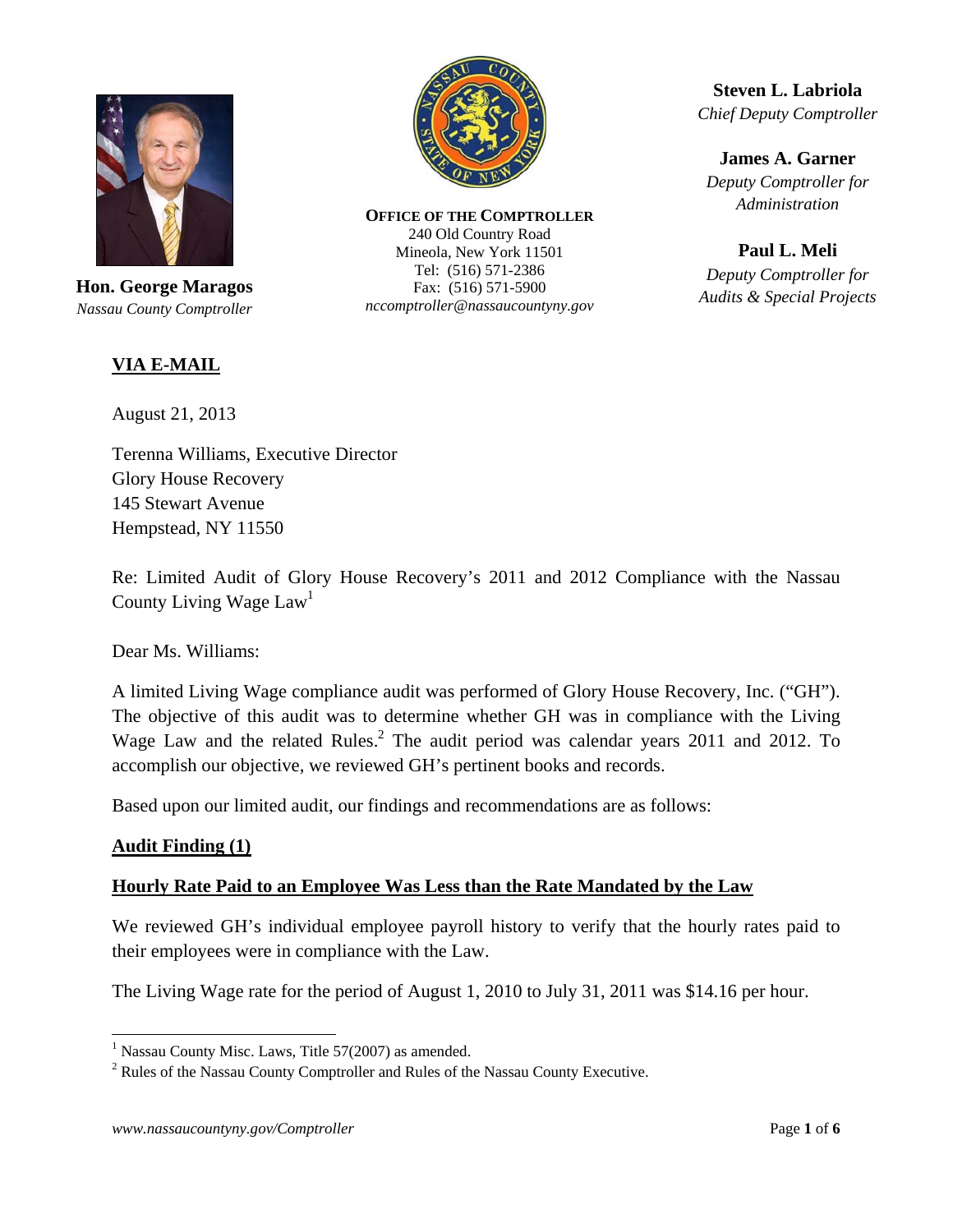**Hon. George Maragos**
*Nassau County Comptroller*

**OFFICE OF THE COMPTROLLER**
240 Old Country Road
Mineola, New York 11501
Tel: (516) 571-2386
Fax: (516) 571-5900
*nccomptroller@nassaucountyny.gov*

**Steven L. Labriola**
*Chief Deputy Comptroller*

**James A. Garner**
*Deputy Comptroller for Administration*

**Paul L. Meli**
*Deputy Comptroller for Audits & Special Projects*

**VIA E-MAIL**

August 21, 2013

Terenna Williams, Executive Director
Glory House Recovery
145 Stewart Avenue
Hempstead, NY 11550

Re: Limited Audit of Glory House Recovery's 2011 and 2012 Compliance with the Nassau County Living Wage Law[1]

Dear Ms. Williams:

A limited Living Wage compliance audit was performed of Glory House Recovery, Inc. ("GH"). The objective of this audit was to determine whether GH was in compliance with the Living Wage Law and the related Rules.[2] The audit period was calendar years 2011 and 2012. To accomplish our objective, we reviewed GH's pertinent books and records.

Based upon our limited audit, our findings and recommendations are as follows:

**Audit Finding (1)**

**Hourly Rate Paid to an Employee Was Less than the Rate Mandated by the Law**

We reviewed GH's individual employee payroll history to verify that the hourly rates paid to their employees were in compliance with the Law.

The Living Wage rate for the period of August 1, 2010 to July 31, 2011 was $14.16 per hour.

---

[1] Nassau County Misc. Laws, Title 57(2007) as amended.

[2] Rules of the Nassau County Comptroller and Rules of the Nassau County Executive.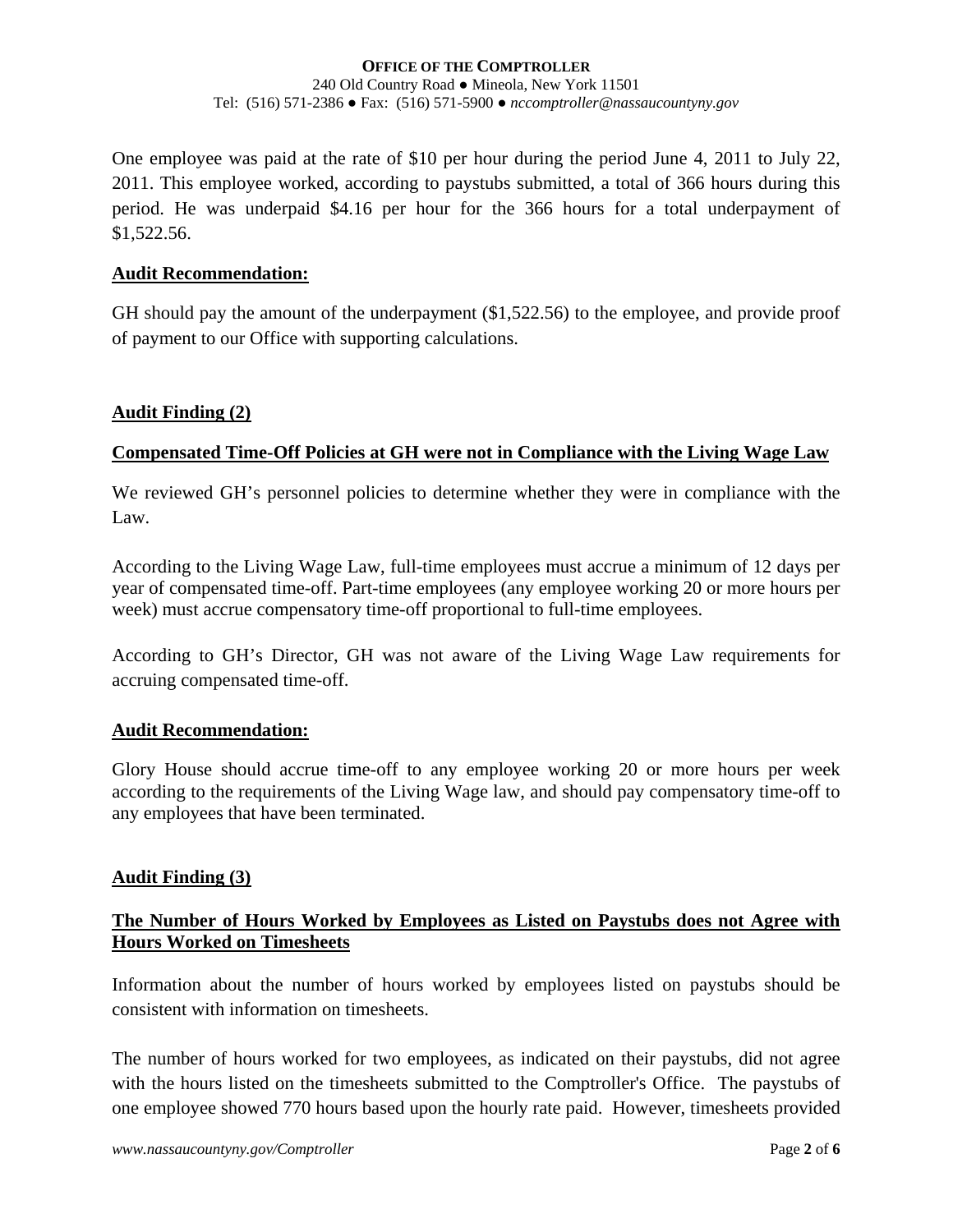One employee was paid at the rate of $10 per hour during the period June 4, 2011 to July 22, 2011. This employee worked, according to paystubs submitted, a total of 366 hours during this period. He was underpaid $4.16 per hour for the 366 hours for a total underpayment of $1,522.56.

**Audit Recommendation:**

GH should pay the amount of the underpayment ($1,522.56) to the employee, and provide proof of payment to our Office with supporting calculations.

**Audit Finding (2)**

**Compensated Time-Off Policies at GH were not in Compliance with the Living Wage Law**

We reviewed GH's personnel policies to determine whether they were in compliance with the Law.

According to the Living Wage Law, full-time employees must accrue a minimum of 12 days per year of compensated time-off. Part-time employees (any employee working 20 or more hours per week) must accrue compensatory time-off proportional to full-time employees.

According to GH's Director, GH was not aware of the Living Wage Law requirements for accruing compensated time-off.

**Audit Recommendation:**

Glory House should accrue time-off to any employee working 20 or more hours per week according to the requirements of the Living Wage law, and should pay compensatory time-off to any employees that have been terminated.

**Audit Finding (3)**

**The Number of Hours Worked by Employees as Listed on Paystubs does not Agree with Hours Worked on Timesheets**

Information about the number of hours worked by employees listed on paystubs should be consistent with information on timesheets.

The number of hours worked for two employees, as indicated on their paystubs, did not agree with the hours listed on the timesheets submitted to the Comptroller's Office. The paystubs of one employee showed 770 hours based upon the hourly rate paid. However, timesheets provided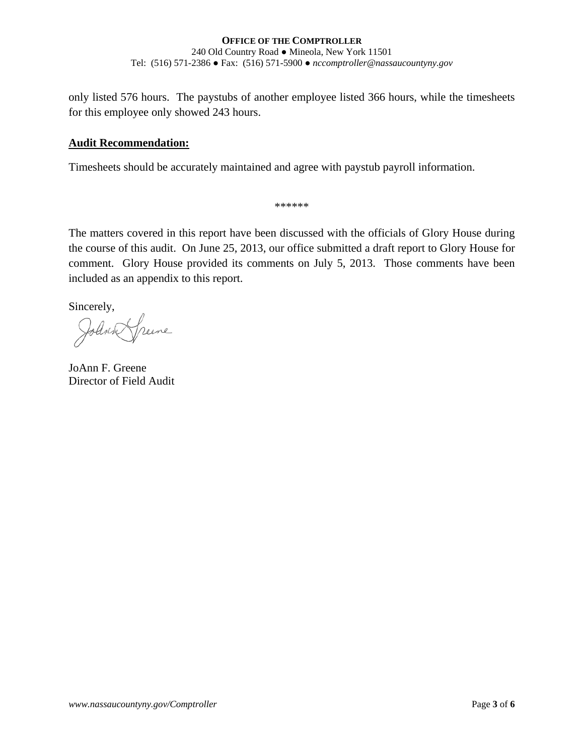only listed 576 hours. The paystubs of another employee listed 366 hours, while the timesheets for this employee only showed 243 hours.

**Audit Recommendation:**

Timesheets should be accurately maintained and agree with paystub payroll information.

******

The matters covered in this report have been discussed with the officials of Glory House during the course of this audit. On June 25, 2013, our office submitted a draft report to Glory House for comment. Glory House provided its comments on July 5, 2013. Those comments have been included as an appendix to this report.

Sincerely,

JoAnn F. Greene
Director of Field Audit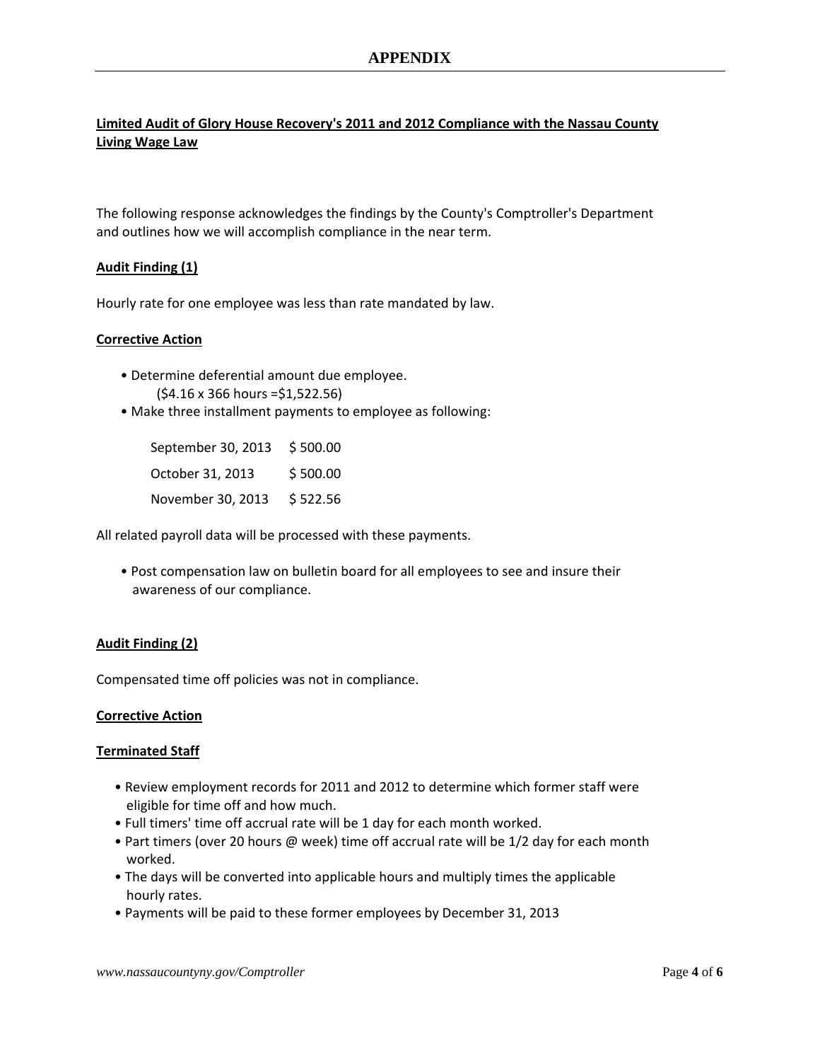# APPENDIX

**Limited Audit of Glory House Recovery's 2011 and 2012 Compliance with the Nassau County Living Wage Law**

The following response acknowledges the findings by the County's Comptroller's Department and outlines how we will accomplish compliance in the near term.

**Audit Finding (1)**

Hourly rate for one employee was less than rate mandated by law.

**Corrective Action**

- Determine deferential amount due employee.
  ($4.16 x 366 hours =$1,522.56)
- Make three installment payments to employee as following:

| | |
|---|---|
| September 30, 2013 | $ 500.00 |
| October 31, 2013 | $ 500.00 |
| November 30, 2013 | $ 522.56 |

All related payroll data will be processed with these payments.

- Post compensation law on bulletin board for all employees to see and insure their awareness of our compliance.

**Audit Finding (2)**

Compensated time off policies was not in compliance.

**Corrective Action**

**Terminated Staff**

- Review employment records for 2011 and 2012 to determine which former staff were eligible for time off and how much.
- Full timers' time off accrual rate will be 1 day for each month worked.
- Part timers (over 20 hours @ week) time off accrual rate will be 1/2 day for each month worked.
- The days will be converted into applicable hours and multiply times the applicable hourly rates.
- Payments will be paid to these former employees by December 31, 2013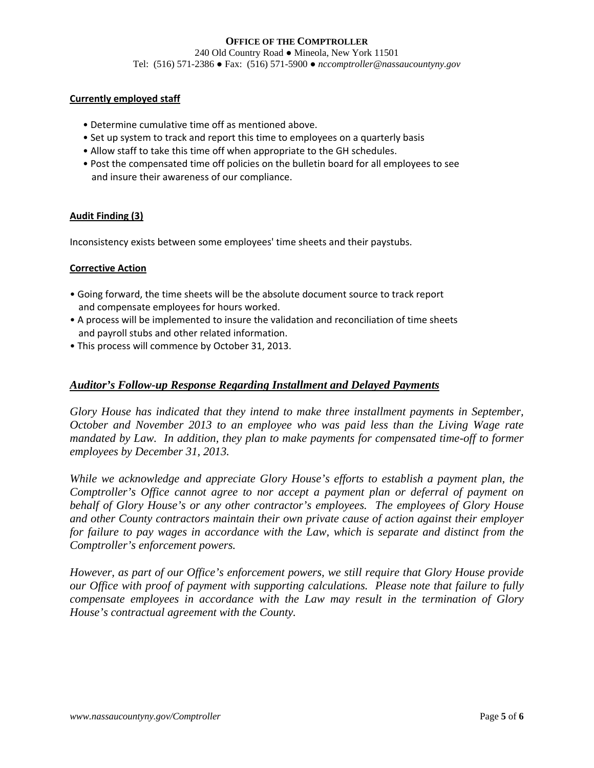**Currently employed staff**

- Determine cumulative time off as mentioned above.
- Set up system to track and report this time to employees on a quarterly basis
- Allow staff to take this time off when appropriate to the GH schedules.
- Post the compensated time off policies on the bulletin board for all employees to see and insure their awareness of our compliance.

**Audit Finding (3)**

Inconsistency exists between some employees' time sheets and their paystubs.

**Corrective Action**

- Going forward, the time sheets will be the absolute document source to track report and compensate employees for hours worked.
- A process will be implemented to insure the validation and reconciliation of time sheets and payroll stubs and other related information.
- This process will commence by October 31, 2013.

## *Auditor's Follow-up Response Regarding Installment and Delayed Payments*

*Glory House has indicated that they intend to make three installment payments in September, October and November 2013 to an employee who was paid less than the Living Wage rate mandated by Law. In addition, they plan to make payments for compensated time-off to former employees by December 31, 2013.*

*While we acknowledge and appreciate Glory House's efforts to establish a payment plan, the Comptroller's Office cannot agree to nor accept a payment plan or deferral of payment on behalf of Glory House's or any other contractor's employees. The employees of Glory House and other County contractors maintain their own private cause of action against their employer for failure to pay wages in accordance with the Law, which is separate and distinct from the Comptroller's enforcement powers.*

*However, as part of our Office's enforcement powers, we still require that Glory House provide our Office with proof of payment with supporting calculations. Please note that failure to fully compensate employees in accordance with the Law may result in the termination of Glory House's contractual agreement with the County.*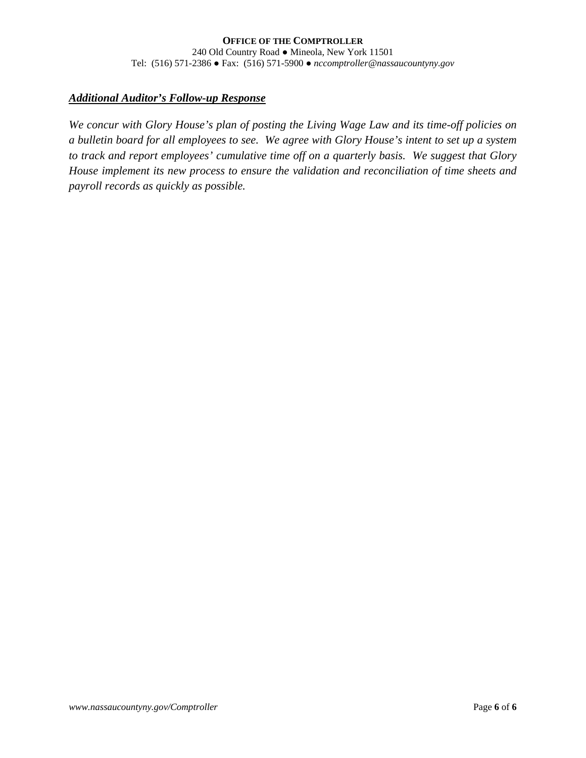***Additional Auditor's Follow-up Response***

*We concur with Glory House's plan of posting the Living Wage Law and its time-off policies on a bulletin board for all employees to see. We agree with Glory House's intent to set up a system to track and report employees' cumulative time off on a quarterly basis. We suggest that Glory House implement its new process to ensure the validation and reconciliation of time sheets and payroll records as quickly as possible.*